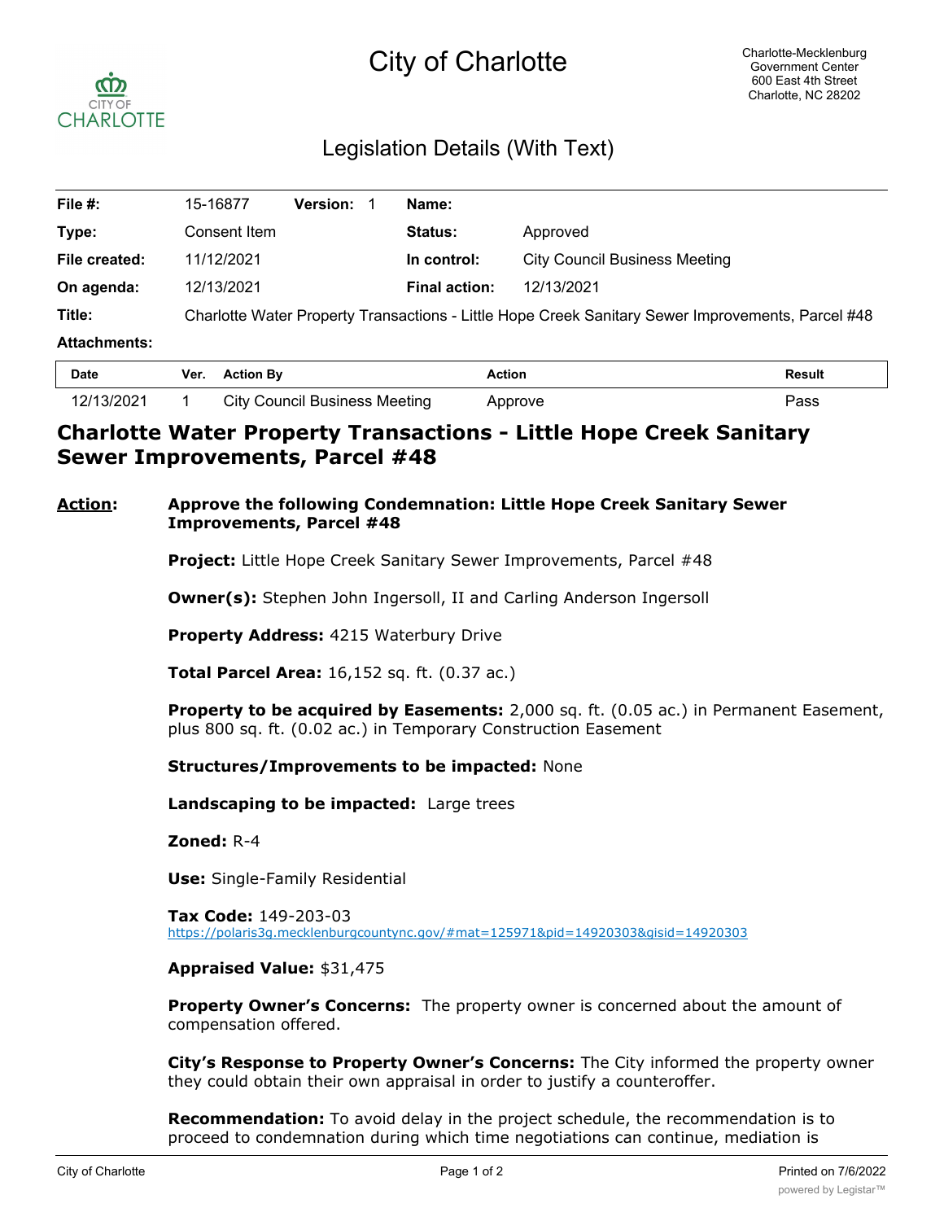# City of Charlotte

Charlotte-Mecklenburg Government Center
600 East 4th Street
Charlotte, NC 28202

## Legislation Details (With Text)

| | | | | | |
|---|---|---|---|---|---|
| **File #:** | 15-16877 | **Version:** 1 | | **Name:** | |
| **Type:** | Consent Item | | | **Status:** | Approved |
| **File created:** | 11/12/2021 | | | **In control:** | City Council Business Meeting |
| **On agenda:** | 12/13/2021 | | | **Final action:** | 12/13/2021 |

**Title:** Charlotte Water Property Transactions - Little Hope Creek Sanitary Sewer Improvements, Parcel #48

**Attachments:**

| Date | Ver. | Action By | Action | Result |
|---|---|---|---|---|
| 12/13/2021 | 1 | City Council Business Meeting | Approve | Pass |

## Charlotte Water Property Transactions - Little Hope Creek Sanitary Sewer Improvements, Parcel #48

**Action:** **Approve the following Condemnation: Little Hope Creek Sanitary Sewer Improvements, Parcel #48**

**Project:** Little Hope Creek Sanitary Sewer Improvements, Parcel #48

**Owner(s):** Stephen John Ingersoll, II and Carling Anderson Ingersoll

**Property Address:** 4215 Waterbury Drive

**Total Parcel Area:** 16,152 sq. ft. (0.37 ac.)

**Property to be acquired by Easements:** 2,000 sq. ft. (0.05 ac.) in Permanent Easement, plus 800 sq. ft. (0.02 ac.) in Temporary Construction Easement

**Structures/Improvements to be impacted:** None

**Landscaping to be impacted:** Large trees

**Zoned:** R-4

**Use:** Single-Family Residential

**Tax Code:** 149-203-03
https://polaris3g.mecklenburgcountync.gov/#mat=125971&pid=14920303&gisid=14920303

**Appraised Value:** $31,475

**Property Owner's Concerns:** The property owner is concerned about the amount of compensation offered.

**City's Response to Property Owner's Concerns:** The City informed the property owner they could obtain their own appraisal in order to justify a counteroffer.

**Recommendation:** To avoid delay in the project schedule, the recommendation is to proceed to condemnation during which time negotiations can continue, mediation is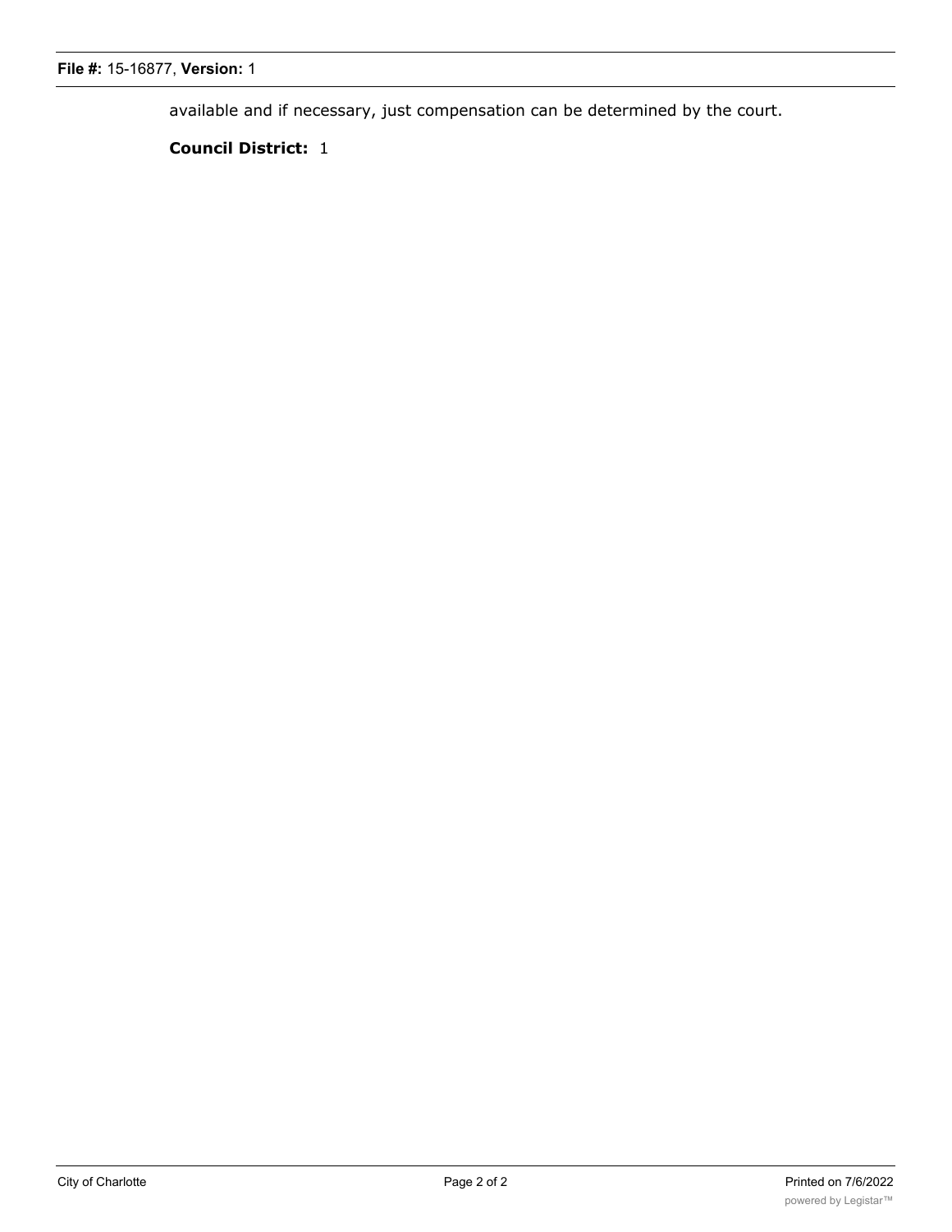available and if necessary, just compensation can be determined by the court.

**Council District:** 1